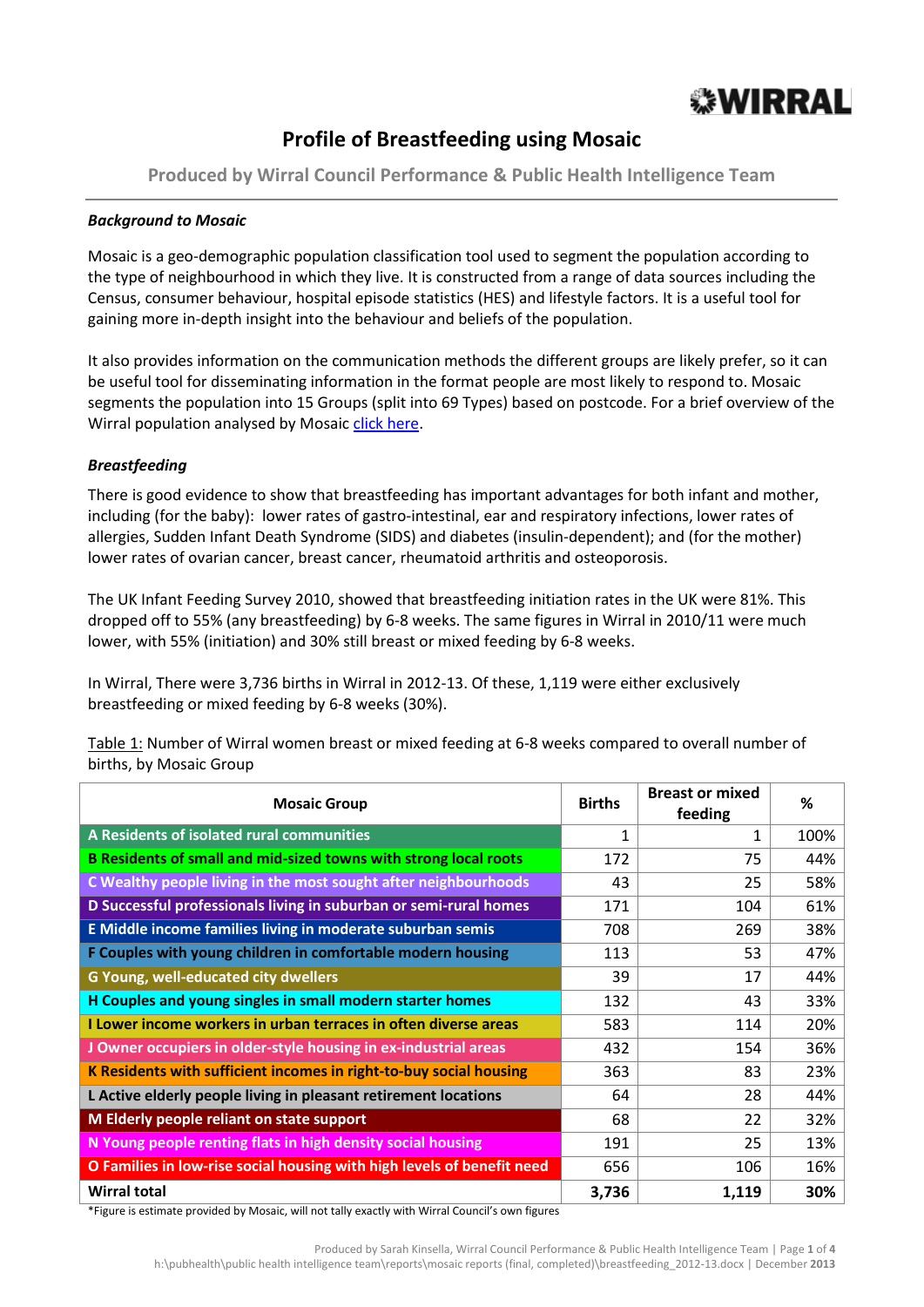# Profile of Breastfeeding using Mosaic

## Produced by Wirral Council Performance & Public Health Intelligence Team

***Background to Mosaic***

Mosaic is a geo-demographic population classification tool used to segment the population according to the type of neighbourhood in which they live. It is constructed from a range of data sources including the Census, consumer behaviour, hospital episode statistics (HES) and lifestyle factors. It is a useful tool for gaining more in-depth insight into the behaviour and beliefs of the population.

It also provides information on the communication methods the different groups are likely prefer, so it can be useful tool for disseminating information in the format people are most likely to respond to. Mosaic segments the population into 15 Groups (split into 69 Types) based on postcode. For a brief overview of the Wirral population analysed by Mosaic click here.

***Breastfeeding***

There is good evidence to show that breastfeeding has important advantages for both infant and mother, including (for the baby): lower rates of gastro-intestinal, ear and respiratory infections, lower rates of allergies, Sudden Infant Death Syndrome (SIDS) and diabetes (insulin-dependent); and (for the mother) lower rates of ovarian cancer, breast cancer, rheumatoid arthritis and osteoporosis.

The UK Infant Feeding Survey 2010, showed that breastfeeding initiation rates in the UK were 81%. This dropped off to 55% (any breastfeeding) by 6-8 weeks. The same figures in Wirral in 2010/11 were much lower, with 55% (initiation) and 30% still breast or mixed feeding by 6-8 weeks.

In Wirral, There were 3,736 births in Wirral in 2012-13. Of these, 1,119 were either exclusively breastfeeding or mixed feeding by 6-8 weeks (30%).

Table 1: Number of Wirral women breast or mixed feeding at 6-8 weeks compared to overall number of births, by Mosaic Group

| Mosaic Group | Births | Breast or mixed feeding | % |
|---|---|---|---|
| A Residents of isolated rural communities | 1 | 1 | 100% |
| B Residents of small and mid-sized towns with strong local roots | 172 | 75 | 44% |
| C Wealthy people living in the most sought after neighbourhoods | 43 | 25 | 58% |
| D Successful professionals living in suburban or semi-rural homes | 171 | 104 | 61% |
| E Middle income families living in moderate suburban semis | 708 | 269 | 38% |
| F Couples with young children in comfortable modern housing | 113 | 53 | 47% |
| G Young, well-educated city dwellers | 39 | 17 | 44% |
| H Couples and young singles in small modern starter homes | 132 | 43 | 33% |
| I Lower income workers in urban terraces in often diverse areas | 583 | 114 | 20% |
| J Owner occupiers in older-style housing in ex-industrial areas | 432 | 154 | 36% |
| K Residents with sufficient incomes in right-to-buy social housing | 363 | 83 | 23% |
| L Active elderly people living in pleasant retirement locations | 64 | 28 | 44% |
| M Elderly people reliant on state support | 68 | 22 | 32% |
| N Young people renting flats in high density social housing | 191 | 25 | 13% |
| O Families in low-rise social housing with high levels of benefit need | 656 | 106 | 16% |
| **Wirral total** | **3,736** | **1,119** | **30%** |

*Figure is estimate provided by Mosaic, will not tally exactly with Wirral Council's own figures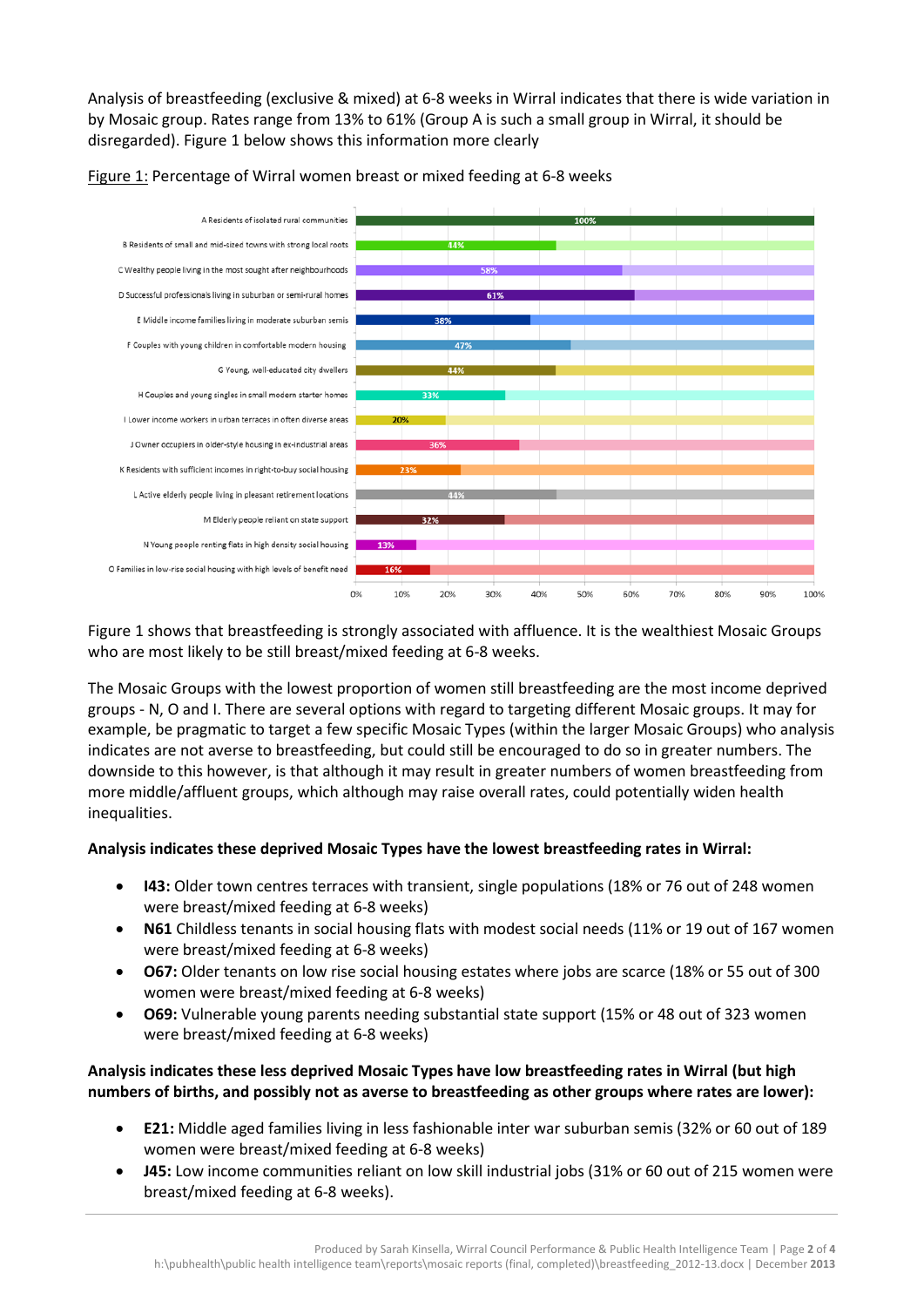Analysis of breastfeeding (exclusive & mixed) at 6-8 weeks in Wirral indicates that there is wide variation in by Mosaic group. Rates range from 13% to 61% (Group A is such a small group in Wirral, it should be disregarded). Figure 1 below shows this information more clearly

Figure 1: Percentage of Wirral women breast or mixed feeding at 6-8 weeks

| Mosaic Group | % |
|---|---|
| A Residents of isolated rural communities | 100% |
| B Residents of small and mid-sized towns with strong local roots | 44% |
| C Wealthy people living in the most sought after neighbourhoods | 58% |
| D Successful professionals living in suburban or semi-rural homes | 61% |
| E Middle income families living in moderate suburban semis | 38% |
| F Couples with young children in comfortable modern housing | 47% |
| G Young, well-educated city dwellers | 44% |
| H Couples and young singles in small modern starter homes | 33% |
| I Lower income workers in urban terraces in often diverse areas | 20% |
| J Owner occupiers in older-style housing in ex-industrial areas | 36% |
| K Residents with sufficient incomes in right-to-buy social housing | 23% |
| L Active elderly people living in pleasant retirement locations | 44% |
| M Elderly people reliant on state support | 32% |
| N Young people renting flats in high density social housing | 13% |
| O Families in low-rise social housing with high levels of benefit need | 16% |

Figure 1 shows that breastfeeding is strongly associated with affluence. It is the wealthiest Mosaic Groups who are most likely to be still breast/mixed feeding at 6-8 weeks.

The Mosaic Groups with the lowest proportion of women still breastfeeding are the most income deprived groups - N, O and I. There are several options with regard to targeting different Mosaic groups. It may for example, be pragmatic to target a few specific Mosaic Types (within the larger Mosaic Groups) who analysis indicates are not averse to breastfeeding, but could still be encouraged to do so in greater numbers. The downside to this however, is that although it may result in greater numbers of women breastfeeding from more middle/affluent groups, which although may raise overall rates, could potentially widen health inequalities.

**Analysis indicates these deprived Mosaic Types have the lowest breastfeeding rates in Wirral:**

- **I43:** Older town centres terraces with transient, single populations (18% or 76 out of 248 women were breast/mixed feeding at 6-8 weeks)
- **N61** Childless tenants in social housing flats with modest social needs (11% or 19 out of 167 women were breast/mixed feeding at 6-8 weeks)
- **O67:** Older tenants on low rise social housing estates where jobs are scarce (18% or 55 out of 300 women were breast/mixed feeding at 6-8 weeks)
- **O69:** Vulnerable young parents needing substantial state support (15% or 48 out of 323 women were breast/mixed feeding at 6-8 weeks)

**Analysis indicates these less deprived Mosaic Types have low breastfeeding rates in Wirral (but high numbers of births, and possibly not as averse to breastfeeding as other groups where rates are lower):**

- **E21:** Middle aged families living in less fashionable inter war suburban semis (32% or 60 out of 189 women were breast/mixed feeding at 6-8 weeks)
- **J45:** Low income communities reliant on low skill industrial jobs (31% or 60 out of 215 women were breast/mixed feeding at 6-8 weeks).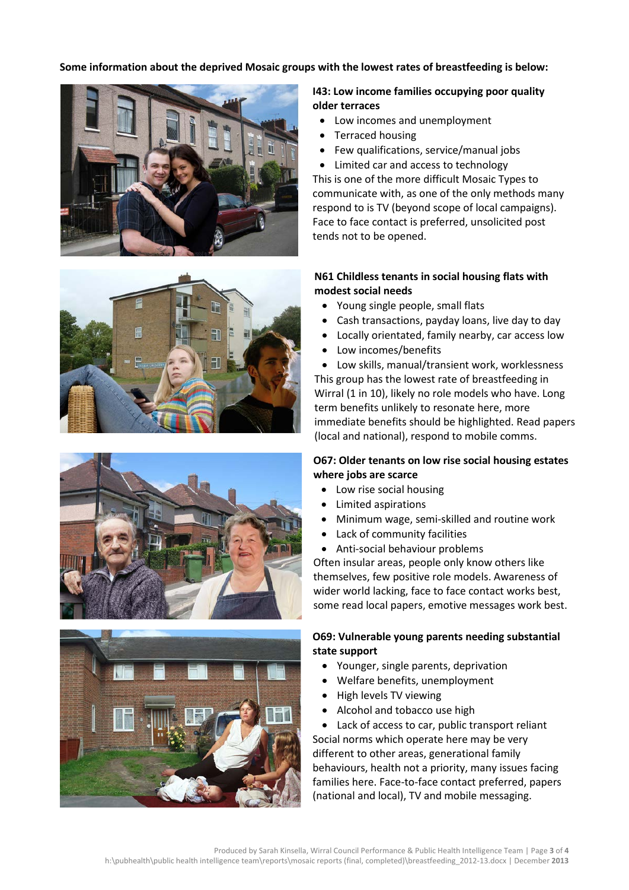**Some information about the deprived Mosaic groups with the lowest rates of breastfeeding is below:**

**I43: Low income families occupying poor quality older terraces**

- Low incomes and unemployment
- Terraced housing
- Few qualifications, service/manual jobs
- Limited car and access to technology

This is one of the more difficult Mosaic Types to communicate with, as one of the only methods many respond to is TV (beyond scope of local campaigns). Face to face contact is preferred, unsolicited post tends not to be opened.

**N61 Childless tenants in social housing flats with modest social needs**

- Young single people, small flats
- Cash transactions, payday loans, live day to day
- Locally orientated, family nearby, car access low
- Low incomes/benefits
- Low skills, manual/transient work, worklessness

This group has the lowest rate of breastfeeding in Wirral (1 in 10), likely no role models who have. Long term benefits unlikely to resonate here, more immediate benefits should be highlighted. Read papers (local and national), respond to mobile comms.

**O67: Older tenants on low rise social housing estates where jobs are scarce**

- Low rise social housing
- Limited aspirations
- Minimum wage, semi-skilled and routine work
- Lack of community facilities
- Anti-social behaviour problems

Often insular areas, people only know others like themselves, few positive role models. Awareness of wider world lacking, face to face contact works best, some read local papers, emotive messages work best.

**O69: Vulnerable young parents needing substantial state support**

- Younger, single parents, deprivation
- Welfare benefits, unemployment
- High levels TV viewing
- Alcohol and tobacco use high
- Lack of access to car, public transport reliant

Social norms which operate here may be very different to other areas, generational family behaviours, health not a priority, many issues facing families here. Face-to-face contact preferred, papers (national and local), TV and mobile messaging.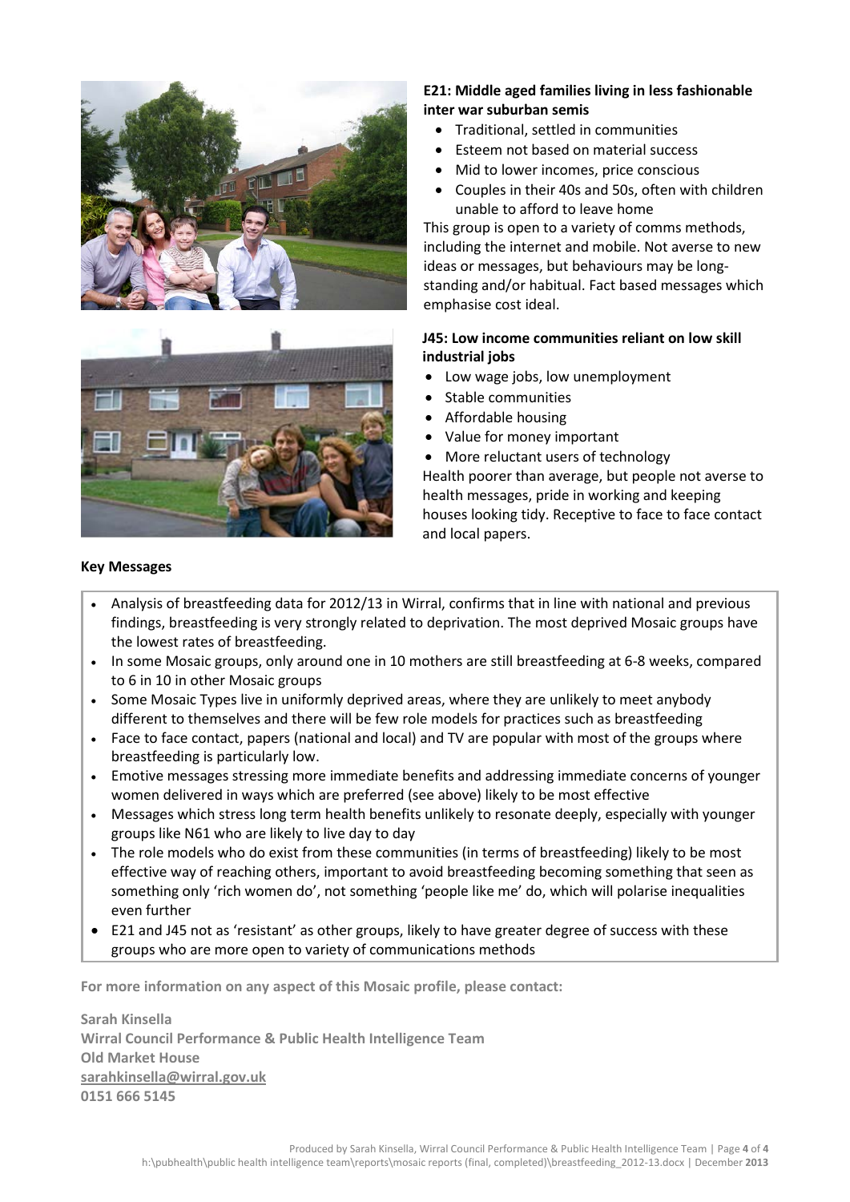**E21: Middle aged families living in less fashionable inter war suburban semis**

- Traditional, settled in communities
- Esteem not based on material success
- Mid to lower incomes, price conscious
- Couples in their 40s and 50s, often with children unable to afford to leave home

This group is open to a variety of comms methods, including the internet and mobile. Not averse to new ideas or messages, but behaviours may be long-standing and/or habitual. Fact based messages which emphasise cost ideal.

**J45: Low income communities reliant on low skill industrial jobs**

- Low wage jobs, low unemployment
- Stable communities
- Affordable housing
- Value for money important
- More reluctant users of technology

Health poorer than average, but people not averse to health messages, pride in working and keeping houses looking tidy. Receptive to face to face contact and local papers.

**Key Messages**

- Analysis of breastfeeding data for 2012/13 in Wirral, confirms that in line with national and previous findings, breastfeeding is very strongly related to deprivation. The most deprived Mosaic groups have the lowest rates of breastfeeding.
- In some Mosaic groups, only around one in 10 mothers are still breastfeeding at 6-8 weeks, compared to 6 in 10 in other Mosaic groups
- Some Mosaic Types live in uniformly deprived areas, where they are unlikely to meet anybody different to themselves and there will be few role models for practices such as breastfeeding
- Face to face contact, papers (national and local) and TV are popular with most of the groups where breastfeeding is particularly low.
- Emotive messages stressing more immediate benefits and addressing immediate concerns of younger women delivered in ways which are preferred (see above) likely to be most effective
- Messages which stress long term health benefits unlikely to resonate deeply, especially with younger groups like N61 who are likely to live day to day
- The role models who do exist from these communities (in terms of breastfeeding) likely to be most effective way of reaching others, important to avoid breastfeeding becoming something that seen as something only 'rich women do', not something 'people like me' do, which will polarise inequalities even further
- E21 and J45 not as 'resistant' as other groups, likely to have greater degree of success with these groups who are more open to variety of communications methods

**For more information on any aspect of this Mosaic profile, please contact:**

**Sarah Kinsella**
**Wirral Council Performance & Public Health Intelligence Team**
**Old Market House**
**sarahkinsella@wirral.gov.uk**
**0151 666 5145**

Produced by Sarah Kinsella, Wirral Council Performance & Public Health Intelligence Team
h:\pubhealth\public health intelligence team\reports\mosaic reports (final, completed)\breastfeeding_2012-13.docx | December 2013